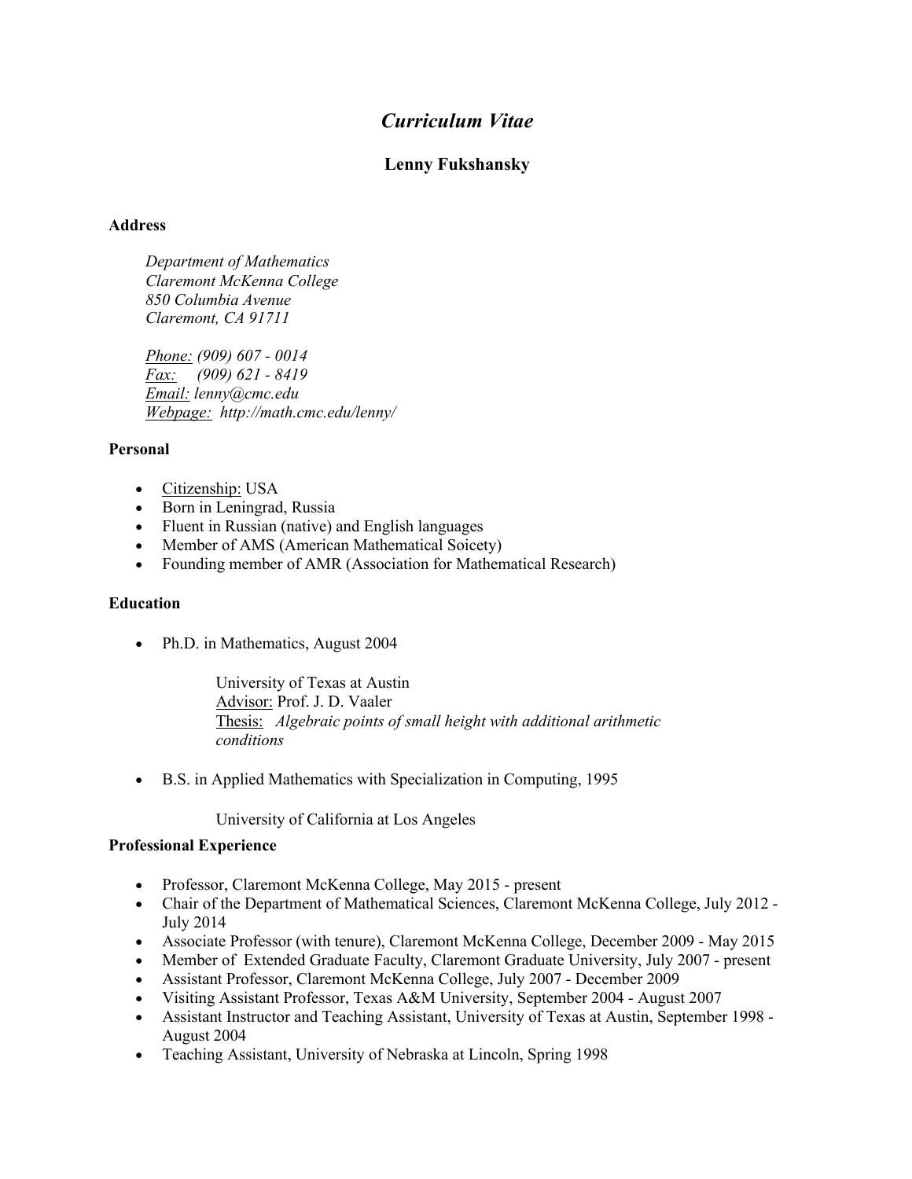# *Curriculum Vitae*

## Lenny Fukshansky

### Address

*Department of Mathematics*
*Claremont McKenna College*
*850 Columbia Avenue*
*Claremont, CA 91711*

*Phone: (909) 607 - 0014*
*Fax: (909) 621 - 8419*
*Email: lenny@cmc.edu*
*Webpage: http://math.cmc.edu/lenny/*

### Personal

- Citizenship: USA
- Born in Leningrad, Russia
- Fluent in Russian (native) and English languages
- Member of AMS (American Mathematical Soicety)
- Founding member of AMR (Association for Mathematical Research)

### Education

- Ph.D. in Mathematics, August 2004

  University of Texas at Austin
  Advisor: Prof. J. D. Vaaler
  Thesis: *Algebraic points of small height with additional arithmetic conditions*

- B.S. in Applied Mathematics with Specialization in Computing, 1995

  University of California at Los Angeles

### Professional Experience

- Professor, Claremont McKenna College, May 2015 - present
- Chair of the Department of Mathematical Sciences, Claremont McKenna College, July 2012 - July 2014
- Associate Professor (with tenure), Claremont McKenna College, December 2009 - May 2015
- Member of Extended Graduate Faculty, Claremont Graduate University, July 2007 - present
- Assistant Professor, Claremont McKenna College, July 2007 - December 2009
- Visiting Assistant Professor, Texas A&M University, September 2004 - August 2007
- Assistant Instructor and Teaching Assistant, University of Texas at Austin, September 1998 - August 2004
- Teaching Assistant, University of Nebraska at Lincoln, Spring 1998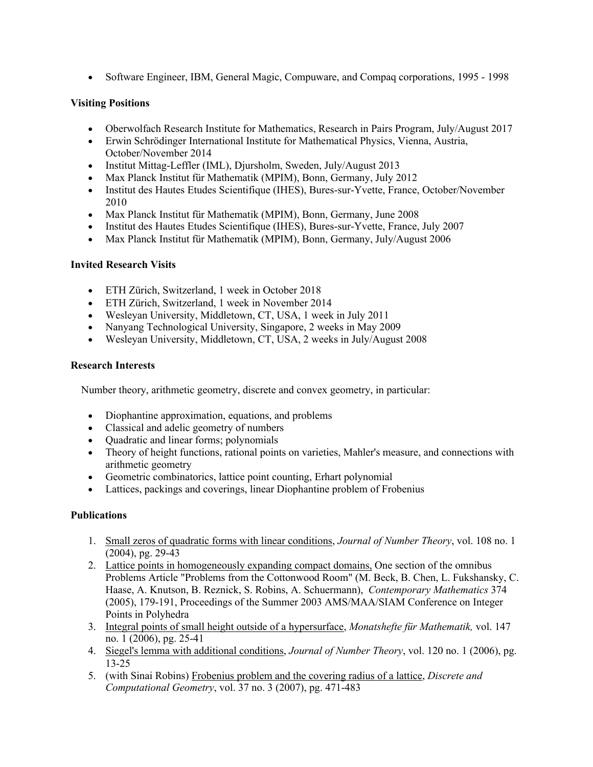- Software Engineer, IBM, General Magic, Compuware, and Compaq corporations, 1995 - 1998

**Visiting Positions**

- Oberwolfach Research Institute for Mathematics, Research in Pairs Program, July/August 2017
- Erwin Schrödinger International Institute for Mathematical Physics, Vienna, Austria, October/November 2014
- Institut Mittag-Leffler (IML), Djursholm, Sweden, July/August 2013
- Max Planck Institut für Mathematik (MPIM), Bonn, Germany, July 2012
- Institut des Hautes Etudes Scientifique (IHES), Bures-sur-Yvette, France, October/November 2010
- Max Planck Institut für Mathematik (MPIM), Bonn, Germany, June 2008
- Institut des Hautes Etudes Scientifique (IHES), Bures-sur-Yvette, France, July 2007
- Max Planck Institut für Mathematik (MPIM), Bonn, Germany, July/August 2006

**Invited Research Visits**

- ETH Zürich, Switzerland, 1 week in October 2018
- ETH Zürich, Switzerland, 1 week in November 2014
- Wesleyan University, Middletown, CT, USA, 1 week in July 2011
- Nanyang Technological University, Singapore, 2 weeks in May 2009
- Wesleyan University, Middletown, CT, USA, 2 weeks in July/August 2008

**Research Interests**

Number theory, arithmetic geometry, discrete and convex geometry, in particular:

- Diophantine approximation, equations, and problems
- Classical and adelic geometry of numbers
- Quadratic and linear forms; polynomials
- Theory of height functions, rational points on varieties, Mahler's measure, and connections with arithmetic geometry
- Geometric combinatorics, lattice point counting, Erhart polynomial
- Lattices, packings and coverings, linear Diophantine problem of Frobenius

**Publications**

1. Small zeros of quadratic forms with linear conditions, *Journal of Number Theory*, vol. 108 no. 1 (2004), pg. 29-43
2. Lattice points in homogeneously expanding compact domains, One section of the omnibus Problems Article "Problems from the Cottonwood Room" (M. Beck, B. Chen, L. Fukshansky, C. Haase, A. Knutson, B. Reznick, S. Robins, A. Schuermann), *Contemporary Mathematics* 374 (2005), 179-191, Proceedings of the Summer 2003 AMS/MAA/SIAM Conference on Integer Points in Polyhedra
3. Integral points of small height outside of a hypersurface, *Monatshefte für Mathematik,* vol. 147 no. 1 (2006), pg. 25-41
4. Siegel's lemma with additional conditions, *Journal of Number Theory*, vol. 120 no. 1 (2006), pg. 13-25
5. (with Sinai Robins) Frobenius problem and the covering radius of a lattice, *Discrete and Computational Geometry*, vol. 37 no. 3 (2007), pg. 471-483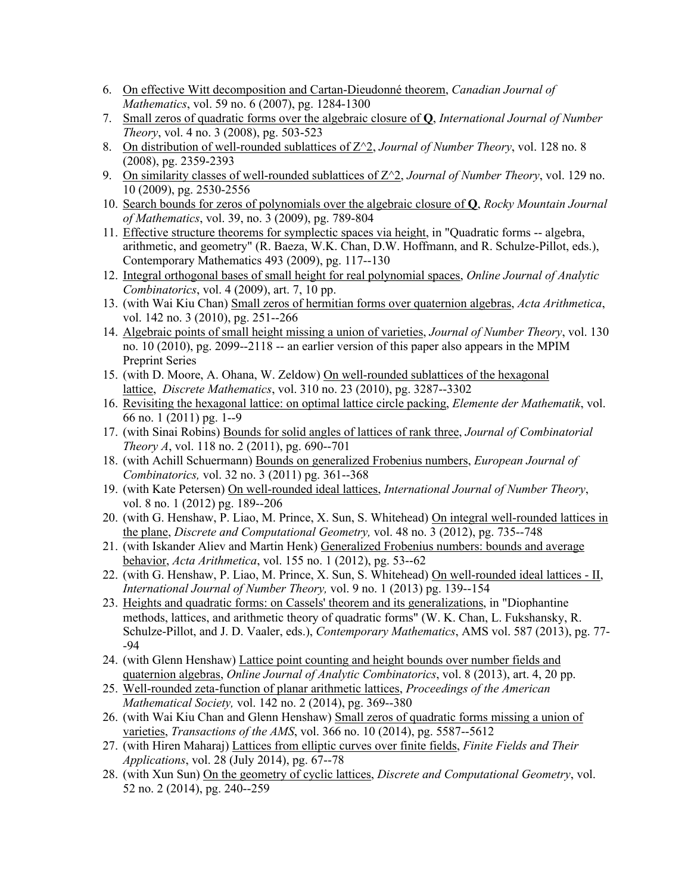6. On effective Witt decomposition and Cartan-Dieudonné theorem, *Canadian Journal of Mathematics*, vol. 59 no. 6 (2007), pg. 1284-1300
7. Small zeros of quadratic forms over the algebraic closure of **Q**, *International Journal of Number Theory*, vol. 4 no. 3 (2008), pg. 503-523
8. On distribution of well-rounded sublattices of Z^2, *Journal of Number Theory*, vol. 128 no. 8 (2008), pg. 2359-2393
9. On similarity classes of well-rounded sublattices of Z^2, *Journal of Number Theory*, vol. 129 no. 10 (2009), pg. 2530-2556
10. Search bounds for zeros of polynomials over the algebraic closure of **Q**, *Rocky Mountain Journal of Mathematics*, vol. 39, no. 3 (2009), pg. 789-804
11. Effective structure theorems for symplectic spaces via height, in "Quadratic forms -- algebra, arithmetic, and geometry" (R. Baeza, W.K. Chan, D.W. Hoffmann, and R. Schulze-Pillot, eds.), Contemporary Mathematics 493 (2009), pg. 117--130
12. Integral orthogonal bases of small height for real polynomial spaces, *Online Journal of Analytic Combinatorics*, vol. 4 (2009), art. 7, 10 pp.
13. (with Wai Kiu Chan) Small zeros of hermitian forms over quaternion algebras, *Acta Arithmetica*, vol. 142 no. 3 (2010), pg. 251--266
14. Algebraic points of small height missing a union of varieties, *Journal of Number Theory*, vol. 130 no. 10 (2010), pg. 2099--2118 -- an earlier version of this paper also appears in the MPIM Preprint Series
15. (with D. Moore, A. Ohana, W. Zeldow) On well-rounded sublattices of the hexagonal lattice, *Discrete Mathematics*, vol. 310 no. 23 (2010), pg. 3287--3302
16. Revisiting the hexagonal lattice: on optimal lattice circle packing, *Elemente der Mathematik*, vol. 66 no. 1 (2011) pg. 1--9
17. (with Sinai Robins) Bounds for solid angles of lattices of rank three, *Journal of Combinatorial Theory A*, vol. 118 no. 2 (2011), pg. 690--701
18. (with Achill Schuermann) Bounds on generalized Frobenius numbers, *European Journal of Combinatorics,* vol. 32 no. 3 (2011) pg. 361--368
19. (with Kate Petersen) On well-rounded ideal lattices, *International Journal of Number Theory*, vol. 8 no. 1 (2012) pg. 189--206
20. (with G. Henshaw, P. Liao, M. Prince, X. Sun, S. Whitehead) On integral well-rounded lattices in the plane, *Discrete and Computational Geometry,* vol. 48 no. 3 (2012), pg. 735--748
21. (with Iskander Aliev and Martin Henk) Generalized Frobenius numbers: bounds and average behavior, *Acta Arithmetica*, vol. 155 no. 1 (2012), pg. 53--62
22. (with G. Henshaw, P. Liao, M. Prince, X. Sun, S. Whitehead) On well-rounded ideal lattices - II, *International Journal of Number Theory,* vol. 9 no. 1 (2013) pg. 139--154
23. Heights and quadratic forms: on Cassels' theorem and its generalizations, in "Diophantine methods, lattices, and arithmetic theory of quadratic forms" (W. K. Chan, L. Fukshansky, R. Schulze-Pillot, and J. D. Vaaler, eds.), *Contemporary Mathematics*, AMS vol. 587 (2013), pg. 77--94
24. (with Glenn Henshaw) Lattice point counting and height bounds over number fields and quaternion algebras, *Online Journal of Analytic Combinatorics*, vol. 8 (2013), art. 4, 20 pp.
25. Well-rounded zeta-function of planar arithmetic lattices, *Proceedings of the American Mathematical Society,* vol. 142 no. 2 (2014), pg. 369--380
26. (with Wai Kiu Chan and Glenn Henshaw) Small zeros of quadratic forms missing a union of varieties, *Transactions of the AMS*, vol. 366 no. 10 (2014), pg. 5587--5612
27. (with Hiren Maharaj) Lattices from elliptic curves over finite fields, *Finite Fields and Their Applications*, vol. 28 (July 2014), pg. 67--78
28. (with Xun Sun) On the geometry of cyclic lattices, *Discrete and Computational Geometry*, vol. 52 no. 2 (2014), pg. 240--259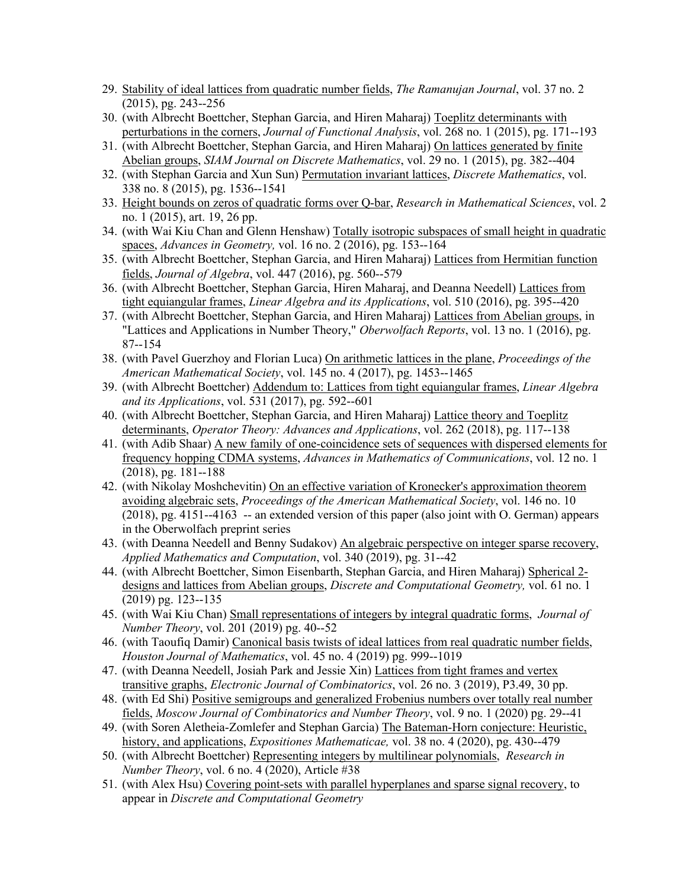29. Stability of ideal lattices from quadratic number fields, *The Ramanujan Journal*, vol. 37 no. 2 (2015), pg. 243--256
30. (with Albrecht Boettcher, Stephan Garcia, and Hiren Maharaj) Toeplitz determinants with perturbations in the corners, *Journal of Functional Analysis*, vol. 268 no. 1 (2015), pg. 171--193
31. (with Albrecht Boettcher, Stephan Garcia, and Hiren Maharaj) On lattices generated by finite Abelian groups, *SIAM Journal on Discrete Mathematics*, vol. 29 no. 1 (2015), pg. 382--404
32. (with Stephan Garcia and Xun Sun) Permutation invariant lattices, *Discrete Mathematics*, vol. 338 no. 8 (2015), pg. 1536--1541
33. Height bounds on zeros of quadratic forms over Q-bar, *Research in Mathematical Sciences*, vol. 2 no. 1 (2015), art. 19, 26 pp.
34. (with Wai Kiu Chan and Glenn Henshaw) Totally isotropic subspaces of small height in quadratic spaces, *Advances in Geometry,* vol. 16 no. 2 (2016), pg. 153--164
35. (with Albrecht Boettcher, Stephan Garcia, and Hiren Maharaj) Lattices from Hermitian function fields, *Journal of Algebra*, vol. 447 (2016), pg. 560--579
36. (with Albrecht Boettcher, Stephan Garcia, Hiren Maharaj, and Deanna Needell) Lattices from tight equiangular frames, *Linear Algebra and its Applications*, vol. 510 (2016), pg. 395--420
37. (with Albrecht Boettcher, Stephan Garcia, and Hiren Maharaj) Lattices from Abelian groups, in "Lattices and Applications in Number Theory," *Oberwolfach Reports*, vol. 13 no. 1 (2016), pg. 87--154
38. (with Pavel Guerzhoy and Florian Luca) On arithmetic lattices in the plane, *Proceedings of the American Mathematical Society*, vol. 145 no. 4 (2017), pg. 1453--1465
39. (with Albrecht Boettcher) Addendum to: Lattices from tight equiangular frames, *Linear Algebra and its Applications*, vol. 531 (2017), pg. 592--601
40. (with Albrecht Boettcher, Stephan Garcia, and Hiren Maharaj) Lattice theory and Toeplitz determinants, *Operator Theory: Advances and Applications*, vol. 262 (2018), pg. 117--138
41. (with Adib Shaar) A new family of one-coincidence sets of sequences with dispersed elements for frequency hopping CDMA systems, *Advances in Mathematics of Communications*, vol. 12 no. 1 (2018), pg. 181--188
42. (with Nikolay Moshchevitin) On an effective variation of Kronecker's approximation theorem avoiding algebraic sets, *Proceedings of the American Mathematical Society*, vol. 146 no. 10 (2018), pg. 4151--4163 -- an extended version of this paper (also joint with O. German) appears in the Oberwolfach preprint series
43. (with Deanna Needell and Benny Sudakov) An algebraic perspective on integer sparse recovery, *Applied Mathematics and Computation*, vol. 340 (2019), pg. 31--42
44. (with Albrecht Boettcher, Simon Eisenbarth, Stephan Garcia, and Hiren Maharaj) Spherical 2-designs and lattices from Abelian groups, *Discrete and Computational Geometry,* vol. 61 no. 1 (2019) pg. 123--135
45. (with Wai Kiu Chan) Small representations of integers by integral quadratic forms, *Journal of Number Theory*, vol. 201 (2019) pg. 40--52
46. (with Taoufiq Damir) Canonical basis twists of ideal lattices from real quadratic number fields, *Houston Journal of Mathematics*, vol. 45 no. 4 (2019) pg. 999--1019
47. (with Deanna Needell, Josiah Park and Jessie Xin) Lattices from tight frames and vertex transitive graphs, *Electronic Journal of Combinatorics*, vol. 26 no. 3 (2019), P3.49, 30 pp.
48. (with Ed Shi) Positive semigroups and generalized Frobenius numbers over totally real number fields, *Moscow Journal of Combinatorics and Number Theory*, vol. 9 no. 1 (2020) pg. 29--41
49. (with Soren Aletheia-Zomlefer and Stephan Garcia) The Bateman-Horn conjecture: Heuristic, history, and applications, *Expositiones Mathematicae,* vol. 38 no. 4 (2020), pg. 430--479
50. (with Albrecht Boettcher) Representing integers by multilinear polynomials, *Research in Number Theory*, vol. 6 no. 4 (2020), Article #38
51. (with Alex Hsu) Covering point-sets with parallel hyperplanes and sparse signal recovery, to appear in *Discrete and Computational Geometry*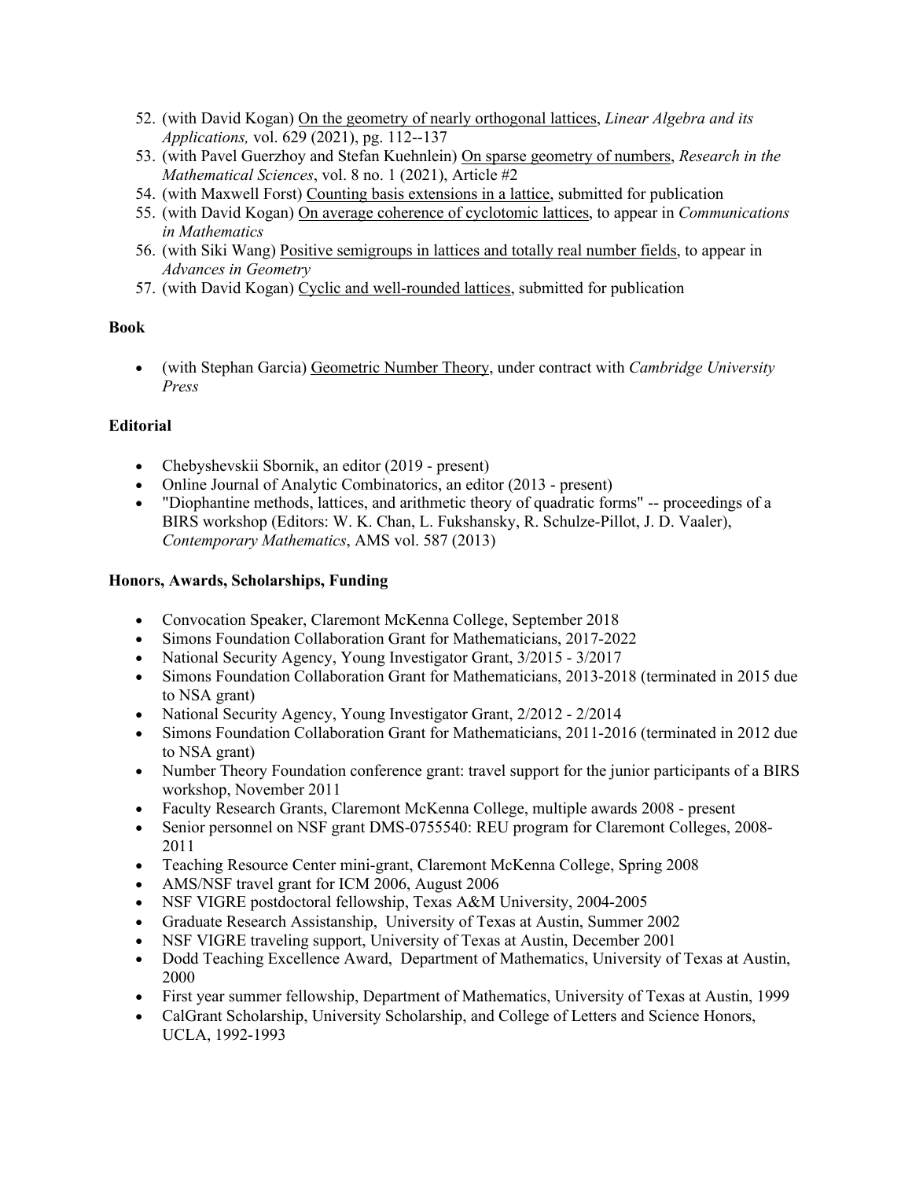52. (with David Kogan) On the geometry of nearly orthogonal lattices, *Linear Algebra and its Applications,* vol. 629 (2021), pg. 112--137
53. (with Pavel Guerzhoy and Stefan Kuehnlein) On sparse geometry of numbers, *Research in the Mathematical Sciences*, vol. 8 no. 1 (2021), Article #2
54. (with Maxwell Forst) Counting basis extensions in a lattice, submitted for publication
55. (with David Kogan) On average coherence of cyclotomic lattices, to appear in *Communications in Mathematics*
56. (with Siki Wang) Positive semigroups in lattices and totally real number fields, to appear in *Advances in Geometry*
57. (with David Kogan) Cyclic and well-rounded lattices, submitted for publication

**Book**

- (with Stephan Garcia) Geometric Number Theory, under contract with *Cambridge University Press*

**Editorial**

- Chebyshevskii Sbornik, an editor (2019 - present)
- Online Journal of Analytic Combinatorics, an editor (2013 - present)
- "Diophantine methods, lattices, and arithmetic theory of quadratic forms" -- proceedings of a BIRS workshop (Editors: W. K. Chan, L. Fukshansky, R. Schulze-Pillot, J. D. Vaaler), *Contemporary Mathematics*, AMS vol. 587 (2013)

**Honors, Awards, Scholarships, Funding**

- Convocation Speaker, Claremont McKenna College, September 2018
- Simons Foundation Collaboration Grant for Mathematicians, 2017-2022
- National Security Agency, Young Investigator Grant, 3/2015 - 3/2017
- Simons Foundation Collaboration Grant for Mathematicians, 2013-2018 (terminated in 2015 due to NSA grant)
- National Security Agency, Young Investigator Grant, 2/2012 - 2/2014
- Simons Foundation Collaboration Grant for Mathematicians, 2011-2016 (terminated in 2012 due to NSA grant)
- Number Theory Foundation conference grant: travel support for the junior participants of a BIRS workshop, November 2011
- Faculty Research Grants, Claremont McKenna College, multiple awards 2008 - present
- Senior personnel on NSF grant DMS-0755540: REU program for Claremont Colleges, 2008-2011
- Teaching Resource Center mini-grant, Claremont McKenna College, Spring 2008
- AMS/NSF travel grant for ICM 2006, August 2006
- NSF VIGRE postdoctoral fellowship, Texas A&M University, 2004-2005
- Graduate Research Assistantship, University of Texas at Austin, Summer 2002
- NSF VIGRE traveling support, University of Texas at Austin, December 2001
- Dodd Teaching Excellence Award, Department of Mathematics, University of Texas at Austin, 2000
- First year summer fellowship, Department of Mathematics, University of Texas at Austin, 1999
- CalGrant Scholarship, University Scholarship, and College of Letters and Science Honors, UCLA, 1992-1993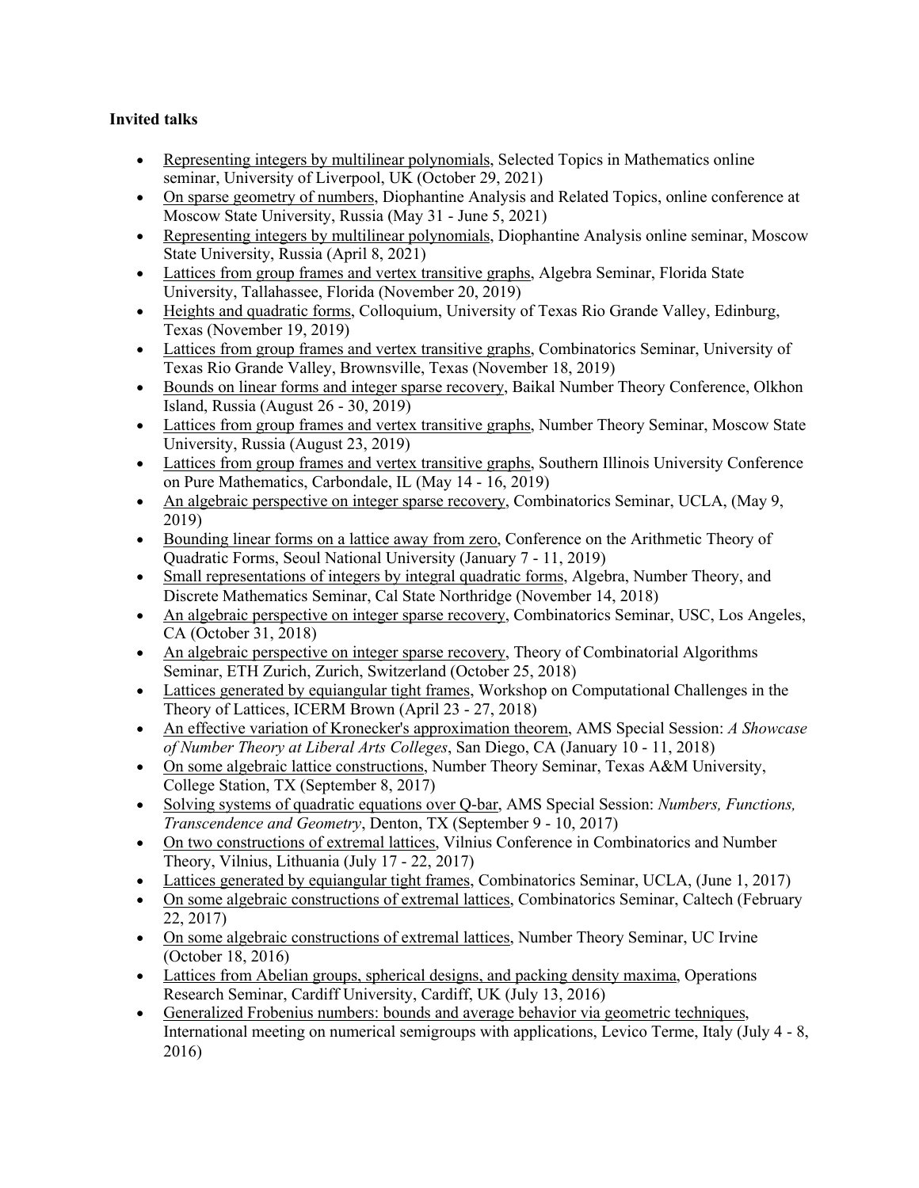**Invited talks**

- Representing integers by multilinear polynomials, Selected Topics in Mathematics online seminar, University of Liverpool, UK (October 29, 2021)
- On sparse geometry of numbers, Diophantine Analysis and Related Topics, online conference at Moscow State University, Russia (May 31 - June 5, 2021)
- Representing integers by multilinear polynomials, Diophantine Analysis online seminar, Moscow State University, Russia (April 8, 2021)
- Lattices from group frames and vertex transitive graphs, Algebra Seminar, Florida State University, Tallahassee, Florida (November 20, 2019)
- Heights and quadratic forms, Colloquium, University of Texas Rio Grande Valley, Edinburg, Texas (November 19, 2019)
- Lattices from group frames and vertex transitive graphs, Combinatorics Seminar, University of Texas Rio Grande Valley, Brownsville, Texas (November 18, 2019)
- Bounds on linear forms and integer sparse recovery, Baikal Number Theory Conference, Olkhon Island, Russia (August 26 - 30, 2019)
- Lattices from group frames and vertex transitive graphs, Number Theory Seminar, Moscow State University, Russia (August 23, 2019)
- Lattices from group frames and vertex transitive graphs, Southern Illinois University Conference on Pure Mathematics, Carbondale, IL (May 14 - 16, 2019)
- An algebraic perspective on integer sparse recovery, Combinatorics Seminar, UCLA, (May 9, 2019)
- Bounding linear forms on a lattice away from zero, Conference on the Arithmetic Theory of Quadratic Forms, Seoul National University (January 7 - 11, 2019)
- Small representations of integers by integral quadratic forms, Algebra, Number Theory, and Discrete Mathematics Seminar, Cal State Northridge (November 14, 2018)
- An algebraic perspective on integer sparse recovery, Combinatorics Seminar, USC, Los Angeles, CA (October 31, 2018)
- An algebraic perspective on integer sparse recovery, Theory of Combinatorial Algorithms Seminar, ETH Zurich, Zurich, Switzerland (October 25, 2018)
- Lattices generated by equiangular tight frames, Workshop on Computational Challenges in the Theory of Lattices, ICERM Brown (April 23 - 27, 2018)
- An effective variation of Kronecker's approximation theorem, AMS Special Session: *A Showcase of Number Theory at Liberal Arts Colleges*, San Diego, CA (January 10 - 11, 2018)
- On some algebraic lattice constructions, Number Theory Seminar, Texas A&M University, College Station, TX (September 8, 2017)
- Solving systems of quadratic equations over Q-bar, AMS Special Session: *Numbers, Functions, Transcendence and Geometry*, Denton, TX (September 9 - 10, 2017)
- On two constructions of extremal lattices, Vilnius Conference in Combinatorics and Number Theory, Vilnius, Lithuania (July 17 - 22, 2017)
- Lattices generated by equiangular tight frames, Combinatorics Seminar, UCLA, (June 1, 2017)
- On some algebraic constructions of extremal lattices, Combinatorics Seminar, Caltech (February 22, 2017)
- On some algebraic constructions of extremal lattices, Number Theory Seminar, UC Irvine (October 18, 2016)
- Lattices from Abelian groups, spherical designs, and packing density maxima, Operations Research Seminar, Cardiff University, Cardiff, UK (July 13, 2016)
- Generalized Frobenius numbers: bounds and average behavior via geometric techniques, International meeting on numerical semigroups with applications, Levico Terme, Italy (July 4 - 8, 2016)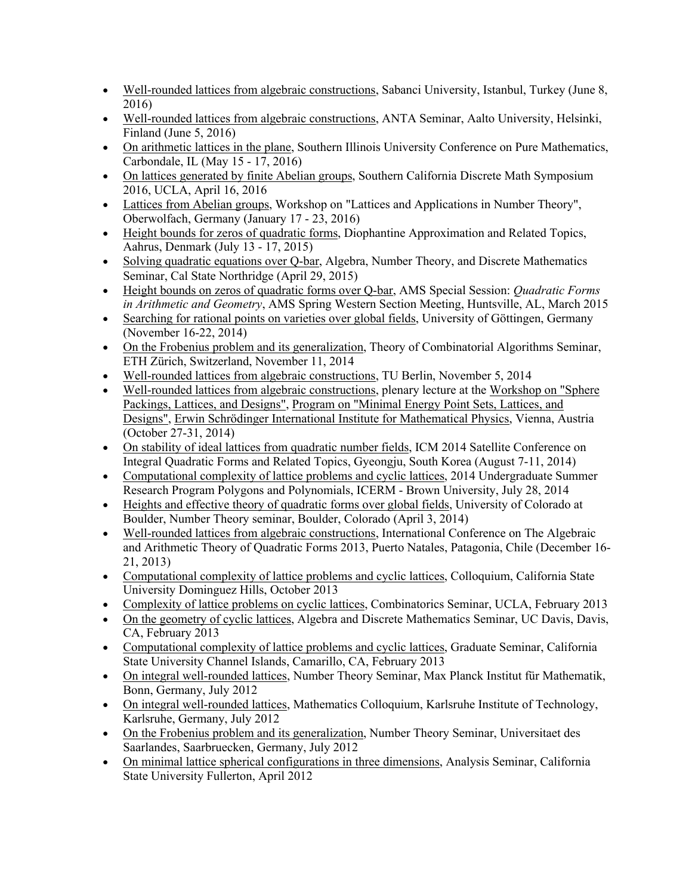- Well-rounded lattices from algebraic constructions, Sabanci University, Istanbul, Turkey (June 8, 2016)
- Well-rounded lattices from algebraic constructions, ANTA Seminar, Aalto University, Helsinki, Finland (June 5, 2016)
- On arithmetic lattices in the plane, Southern Illinois University Conference on Pure Mathematics, Carbondale, IL (May 15 - 17, 2016)
- On lattices generated by finite Abelian groups, Southern California Discrete Math Symposium 2016, UCLA, April 16, 2016
- Lattices from Abelian groups, Workshop on "Lattices and Applications in Number Theory", Oberwolfach, Germany (January 17 - 23, 2016)
- Height bounds for zeros of quadratic forms, Diophantine Approximation and Related Topics, Aahrus, Denmark (July 13 - 17, 2015)
- Solving quadratic equations over Q-bar, Algebra, Number Theory, and Discrete Mathematics Seminar, Cal State Northridge (April 29, 2015)
- Height bounds on zeros of quadratic forms over Q-bar, AMS Special Session: *Quadratic Forms in Arithmetic and Geometry*, AMS Spring Western Section Meeting, Huntsville, AL, March 2015
- Searching for rational points on varieties over global fields, University of Göttingen, Germany (November 16-22, 2014)
- On the Frobenius problem and its generalization, Theory of Combinatorial Algorithms Seminar, ETH Zürich, Switzerland, November 11, 2014
- Well-rounded lattices from algebraic constructions, TU Berlin, November 5, 2014
- Well-rounded lattices from algebraic constructions, plenary lecture at the Workshop on "Sphere Packings, Lattices, and Designs", Program on "Minimal Energy Point Sets, Lattices, and Designs", Erwin Schrödinger International Institute for Mathematical Physics, Vienna, Austria (October 27-31, 2014)
- On stability of ideal lattices from quadratic number fields, ICM 2014 Satellite Conference on Integral Quadratic Forms and Related Topics, Gyeongju, South Korea (August 7-11, 2014)
- Computational complexity of lattice problems and cyclic lattices, 2014 Undergraduate Summer Research Program Polygons and Polynomials, ICERM - Brown University, July 28, 2014
- Heights and effective theory of quadratic forms over global fields, University of Colorado at Boulder, Number Theory seminar, Boulder, Colorado (April 3, 2014)
- Well-rounded lattices from algebraic constructions, International Conference on The Algebraic and Arithmetic Theory of Quadratic Forms 2013, Puerto Natales, Patagonia, Chile (December 16-21, 2013)
- Computational complexity of lattice problems and cyclic lattices, Colloquium, California State University Dominguez Hills, October 2013
- Complexity of lattice problems on cyclic lattices, Combinatorics Seminar, UCLA, February 2013
- On the geometry of cyclic lattices, Algebra and Discrete Mathematics Seminar, UC Davis, Davis, CA, February 2013
- Computational complexity of lattice problems and cyclic lattices, Graduate Seminar, California State University Channel Islands, Camarillo, CA, February 2013
- On integral well-rounded lattices, Number Theory Seminar, Max Planck Institut für Mathematik, Bonn, Germany, July 2012
- On integral well-rounded lattices, Mathematics Colloquium, Karlsruhe Institute of Technology, Karlsruhe, Germany, July 2012
- On the Frobenius problem and its generalization, Number Theory Seminar, Universitaet des Saarlandes, Saarbruecken, Germany, July 2012
- On minimal lattice spherical configurations in three dimensions, Analysis Seminar, California State University Fullerton, April 2012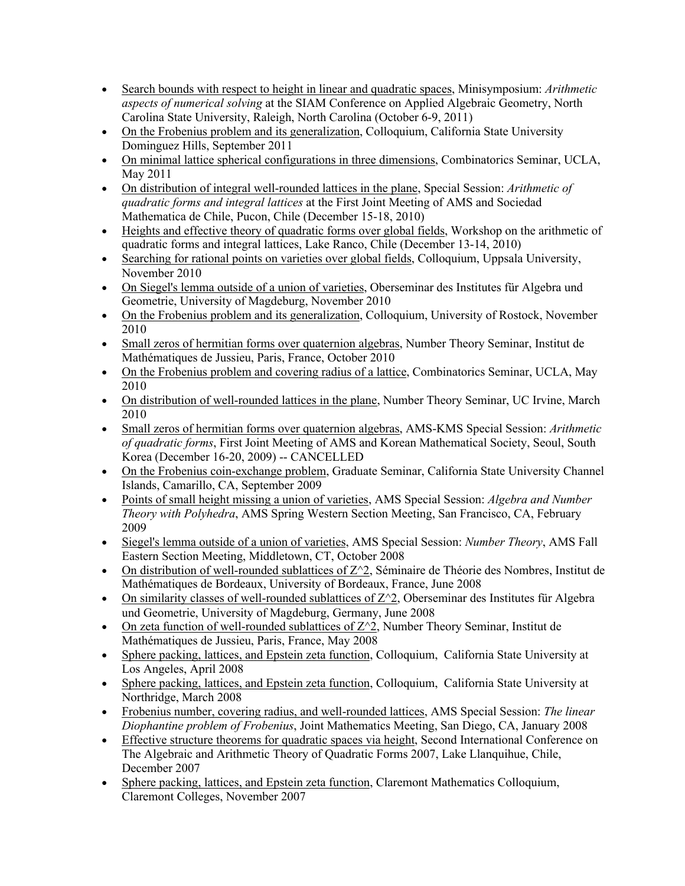- Search bounds with respect to height in linear and quadratic spaces, Minisymposium: *Arithmetic aspects of numerical solving* at the SIAM Conference on Applied Algebraic Geometry, North Carolina State University, Raleigh, North Carolina (October 6-9, 2011)
- On the Frobenius problem and its generalization, Colloquium, California State University Dominguez Hills, September 2011
- On minimal lattice spherical configurations in three dimensions, Combinatorics Seminar, UCLA, May 2011
- On distribution of integral well-rounded lattices in the plane, Special Session: *Arithmetic of quadratic forms and integral lattices* at the First Joint Meeting of AMS and Sociedad Mathematica de Chile, Pucon, Chile (December 15-18, 2010)
- Heights and effective theory of quadratic forms over global fields, Workshop on the arithmetic of quadratic forms and integral lattices, Lake Ranco, Chile (December 13-14, 2010)
- Searching for rational points on varieties over global fields, Colloquium, Uppsala University, November 2010
- On Siegel's lemma outside of a union of varieties, Oberseminar des Institutes für Algebra und Geometrie, University of Magdeburg, November 2010
- On the Frobenius problem and its generalization, Colloquium, University of Rostock, November 2010
- Small zeros of hermitian forms over quaternion algebras, Number Theory Seminar, Institut de Mathématiques de Jussieu, Paris, France, October 2010
- On the Frobenius problem and covering radius of a lattice, Combinatorics Seminar, UCLA, May 2010
- On distribution of well-rounded lattices in the plane, Number Theory Seminar, UC Irvine, March 2010
- Small zeros of hermitian forms over quaternion algebras, AMS-KMS Special Session: *Arithmetic of quadratic forms*, First Joint Meeting of AMS and Korean Mathematical Society, Seoul, South Korea (December 16-20, 2009) -- CANCELLED
- On the Frobenius coin-exchange problem, Graduate Seminar, California State University Channel Islands, Camarillo, CA, September 2009
- Points of small height missing a union of varieties, AMS Special Session: *Algebra and Number Theory with Polyhedra*, AMS Spring Western Section Meeting, San Francisco, CA, February 2009
- Siegel's lemma outside of a union of varieties, AMS Special Session: *Number Theory*, AMS Fall Eastern Section Meeting, Middletown, CT, October 2008
- On distribution of well-rounded sublattices of $Z^2$, Séminaire de Théorie des Nombres, Institut de Mathématiques de Bordeaux, University of Bordeaux, France, June 2008
- On similarity classes of well-rounded sublattices of $Z^2$, Oberseminar des Institutes für Algebra und Geometrie, University of Magdeburg, Germany, June 2008
- On zeta function of well-rounded sublattices of $Z^2$, Number Theory Seminar, Institut de Mathématiques de Jussieu, Paris, France, May 2008
- Sphere packing, lattices, and Epstein zeta function, Colloquium, California State University at Los Angeles, April 2008
- Sphere packing, lattices, and Epstein zeta function, Colloquium, California State University at Northridge, March 2008
- Frobenius number, covering radius, and well-rounded lattices, AMS Special Session: *The linear Diophantine problem of Frobenius*, Joint Mathematics Meeting, San Diego, CA, January 2008
- Effective structure theorems for quadratic spaces via height, Second International Conference on The Algebraic and Arithmetic Theory of Quadratic Forms 2007, Lake Llanquihue, Chile, December 2007
- Sphere packing, lattices, and Epstein zeta function, Claremont Mathematics Colloquium, Claremont Colleges, November 2007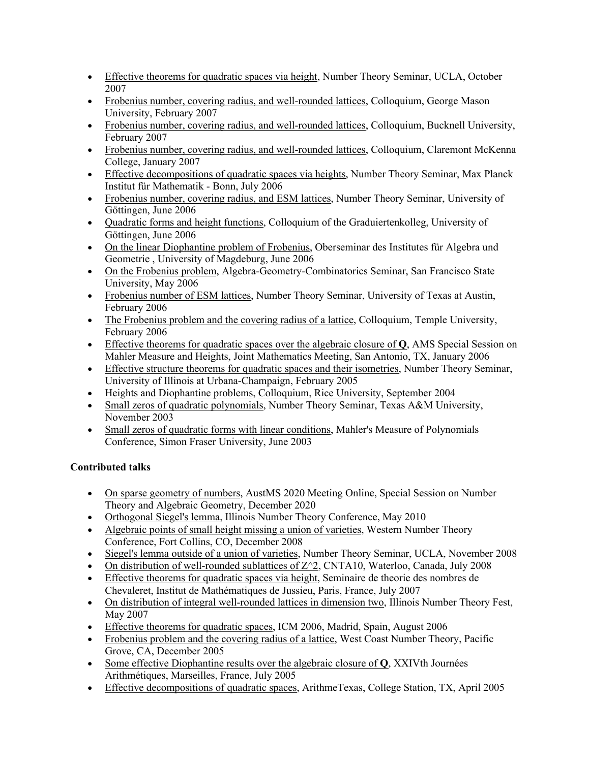- Effective theorems for quadratic spaces via height, Number Theory Seminar, UCLA, October 2007
- Frobenius number, covering radius, and well-rounded lattices, Colloquium, George Mason University, February 2007
- Frobenius number, covering radius, and well-rounded lattices, Colloquium, Bucknell University, February 2007
- Frobenius number, covering radius, and well-rounded lattices, Colloquium, Claremont McKenna College, January 2007
- Effective decompositions of quadratic spaces via heights, Number Theory Seminar, Max Planck Institut für Mathematik - Bonn, July 2006
- Frobenius number, covering radius, and ESM lattices, Number Theory Seminar, University of Göttingen, June 2006
- Quadratic forms and height functions, Colloquium of the Graduiertenkolleg, University of Göttingen, June 2006
- On the linear Diophantine problem of Frobenius, Oberseminar des Institutes für Algebra und Geometrie , University of Magdeburg, June 2006
- On the Frobenius problem, Algebra-Geometry-Combinatorics Seminar, San Francisco State University, May 2006
- Frobenius number of ESM lattices, Number Theory Seminar, University of Texas at Austin, February 2006
- The Frobenius problem and the covering radius of a lattice, Colloquium, Temple University, February 2006
- Effective theorems for quadratic spaces over the algebraic closure of **Q**, AMS Special Session on Mahler Measure and Heights, Joint Mathematics Meeting, San Antonio, TX, January 2006
- Effective structure theorems for quadratic spaces and their isometries, Number Theory Seminar, University of Illinois at Urbana-Champaign, February 2005
- Heights and Diophantine problems, Colloquium, Rice University, September 2004
- Small zeros of quadratic polynomials, Number Theory Seminar, Texas A&M University, November 2003
- Small zeros of quadratic forms with linear conditions, Mahler's Measure of Polynomials Conference, Simon Fraser University, June 2003

**Contributed talks**

- On sparse geometry of numbers, AustMS 2020 Meeting Online, Special Session on Number Theory and Algebraic Geometry, December 2020
- Orthogonal Siegel's lemma, Illinois Number Theory Conference, May 2010
- Algebraic points of small height missing a union of varieties, Western Number Theory Conference, Fort Collins, CO, December 2008
- Siegel's lemma outside of a union of varieties, Number Theory Seminar, UCLA, November 2008
- On distribution of well-rounded sublattices of Z^2, CNTA10, Waterloo, Canada, July 2008
- Effective theorems for quadratic spaces via height, Seminaire de theorie des nombres de Chevaleret, Institut de Mathématiques de Jussieu, Paris, France, July 2007
- On distribution of integral well-rounded lattices in dimension two, Illinois Number Theory Fest, May 2007
- Effective theorems for quadratic spaces, ICM 2006, Madrid, Spain, August 2006
- Frobenius problem and the covering radius of a lattice, West Coast Number Theory, Pacific Grove, CA, December 2005
- Some effective Diophantine results over the algebraic closure of **Q**, XXIVth Journées Arithmétiques, Marseilles, France, July 2005
- Effective decompositions of quadratic spaces, ArithmeTexas, College Station, TX, April 2005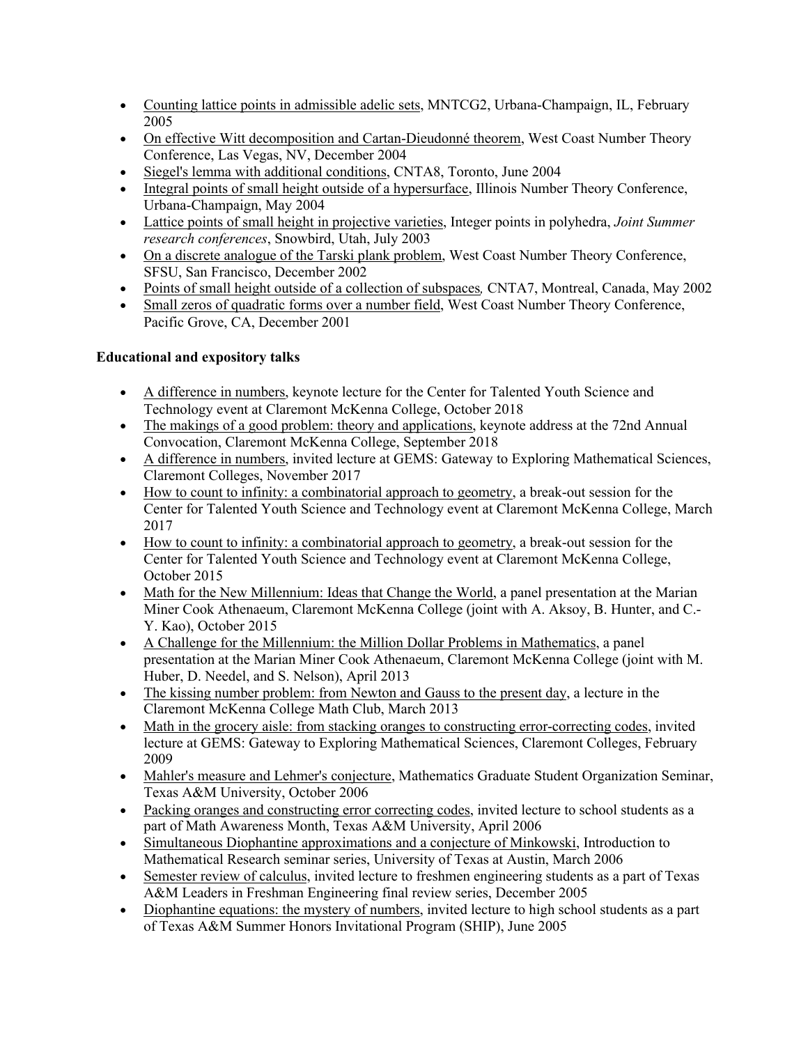- Counting lattice points in admissible adelic sets, MNTCG2, Urbana-Champaign, IL, February 2005
- On effective Witt decomposition and Cartan-Dieudonné theorem, West Coast Number Theory Conference, Las Vegas, NV, December 2004
- Siegel's lemma with additional conditions, CNTA8, Toronto, June 2004
- Integral points of small height outside of a hypersurface, Illinois Number Theory Conference, Urbana-Champaign, May 2004
- Lattice points of small height in projective varieties, Integer points in polyhedra, *Joint Summer research conferences*, Snowbird, Utah, July 2003
- On a discrete analogue of the Tarski plank problem, West Coast Number Theory Conference, SFSU, San Francisco, December 2002
- Points of small height outside of a collection of subspaces*,* CNTA7, Montreal, Canada, May 2002
- Small zeros of quadratic forms over a number field, West Coast Number Theory Conference, Pacific Grove, CA, December 2001

**Educational and expository talks**

- A difference in numbers, keynote lecture for the Center for Talented Youth Science and Technology event at Claremont McKenna College, October 2018
- The makings of a good problem: theory and applications, keynote address at the 72nd Annual Convocation, Claremont McKenna College, September 2018
- A difference in numbers, invited lecture at GEMS: Gateway to Exploring Mathematical Sciences, Claremont Colleges, November 2017
- How to count to infinity: a combinatorial approach to geometry, a break-out session for the Center for Talented Youth Science and Technology event at Claremont McKenna College, March 2017
- How to count to infinity: a combinatorial approach to geometry, a break-out session for the Center for Talented Youth Science and Technology event at Claremont McKenna College, October 2015
- Math for the New Millennium: Ideas that Change the World, a panel presentation at the Marian Miner Cook Athenaeum, Claremont McKenna College (joint with A. Aksoy, B. Hunter, and C.-Y. Kao), October 2015
- A Challenge for the Millennium: the Million Dollar Problems in Mathematics, a panel presentation at the Marian Miner Cook Athenaeum, Claremont McKenna College (joint with M. Huber, D. Needel, and S. Nelson), April 2013
- The kissing number problem: from Newton and Gauss to the present day, a lecture in the Claremont McKenna College Math Club, March 2013
- Math in the grocery aisle: from stacking oranges to constructing error-correcting codes, invited lecture at GEMS: Gateway to Exploring Mathematical Sciences, Claremont Colleges, February 2009
- Mahler's measure and Lehmer's conjecture, Mathematics Graduate Student Organization Seminar, Texas A&M University, October 2006
- Packing oranges and constructing error correcting codes, invited lecture to school students as a part of Math Awareness Month, Texas A&M University, April 2006
- Simultaneous Diophantine approximations and a conjecture of Minkowski, Introduction to Mathematical Research seminar series, University of Texas at Austin, March 2006
- Semester review of calculus, invited lecture to freshmen engineering students as a part of Texas A&M Leaders in Freshman Engineering final review series, December 2005
- Diophantine equations: the mystery of numbers, invited lecture to high school students as a part of Texas A&M Summer Honors Invitational Program (SHIP), June 2005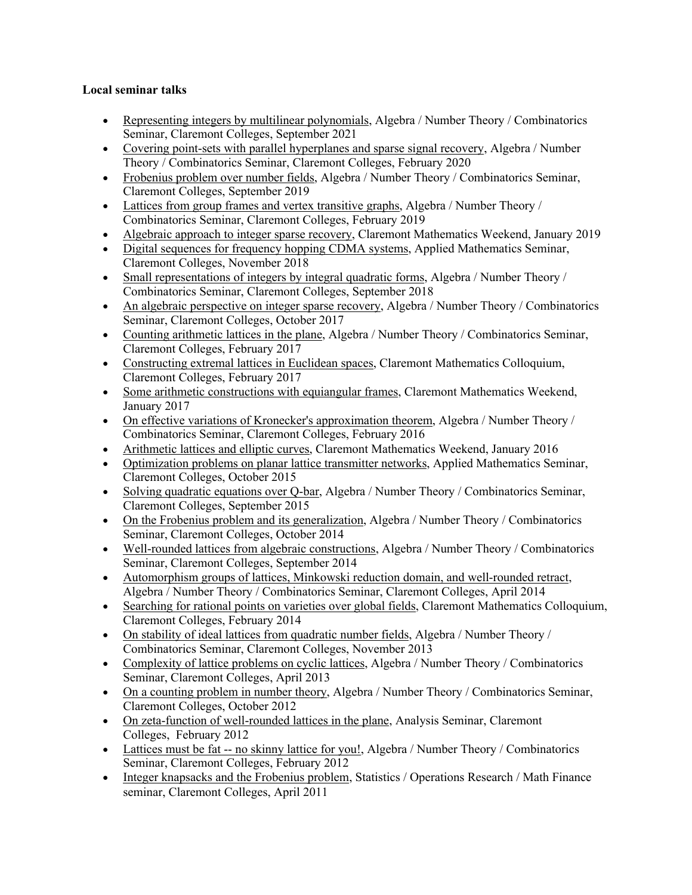**Local seminar talks**

- Representing integers by multilinear polynomials, Algebra / Number Theory / Combinatorics Seminar, Claremont Colleges, September 2021
- Covering point-sets with parallel hyperplanes and sparse signal recovery, Algebra / Number Theory / Combinatorics Seminar, Claremont Colleges, February 2020
- Frobenius problem over number fields, Algebra / Number Theory / Combinatorics Seminar, Claremont Colleges, September 2019
- Lattices from group frames and vertex transitive graphs, Algebra / Number Theory / Combinatorics Seminar, Claremont Colleges, February 2019
- Algebraic approach to integer sparse recovery, Claremont Mathematics Weekend, January 2019
- Digital sequences for frequency hopping CDMA systems, Applied Mathematics Seminar, Claremont Colleges, November 2018
- Small representations of integers by integral quadratic forms, Algebra / Number Theory / Combinatorics Seminar, Claremont Colleges, September 2018
- An algebraic perspective on integer sparse recovery, Algebra / Number Theory / Combinatorics Seminar, Claremont Colleges, October 2017
- Counting arithmetic lattices in the plane, Algebra / Number Theory / Combinatorics Seminar, Claremont Colleges, February 2017
- Constructing extremal lattices in Euclidean spaces, Claremont Mathematics Colloquium, Claremont Colleges, February 2017
- Some arithmetic constructions with equiangular frames, Claremont Mathematics Weekend, January 2017
- On effective variations of Kronecker's approximation theorem, Algebra / Number Theory / Combinatorics Seminar, Claremont Colleges, February 2016
- Arithmetic lattices and elliptic curves, Claremont Mathematics Weekend, January 2016
- Optimization problems on planar lattice transmitter networks, Applied Mathematics Seminar, Claremont Colleges, October 2015
- Solving quadratic equations over Q-bar, Algebra / Number Theory / Combinatorics Seminar, Claremont Colleges, September 2015
- On the Frobenius problem and its generalization, Algebra / Number Theory / Combinatorics Seminar, Claremont Colleges, October 2014
- Well-rounded lattices from algebraic constructions, Algebra / Number Theory / Combinatorics Seminar, Claremont Colleges, September 2014
- Automorphism groups of lattices, Minkowski reduction domain, and well-rounded retract, Algebra / Number Theory / Combinatorics Seminar, Claremont Colleges, April 2014
- Searching for rational points on varieties over global fields, Claremont Mathematics Colloquium, Claremont Colleges, February 2014
- On stability of ideal lattices from quadratic number fields, Algebra / Number Theory / Combinatorics Seminar, Claremont Colleges, November 2013
- Complexity of lattice problems on cyclic lattices, Algebra / Number Theory / Combinatorics Seminar, Claremont Colleges, April 2013
- On a counting problem in number theory, Algebra / Number Theory / Combinatorics Seminar, Claremont Colleges, October 2012
- On zeta-function of well-rounded lattices in the plane, Analysis Seminar, Claremont Colleges, February 2012
- Lattices must be fat -- no skinny lattice for you!, Algebra / Number Theory / Combinatorics Seminar, Claremont Colleges, February 2012
- Integer knapsacks and the Frobenius problem, Statistics / Operations Research / Math Finance seminar, Claremont Colleges, April 2011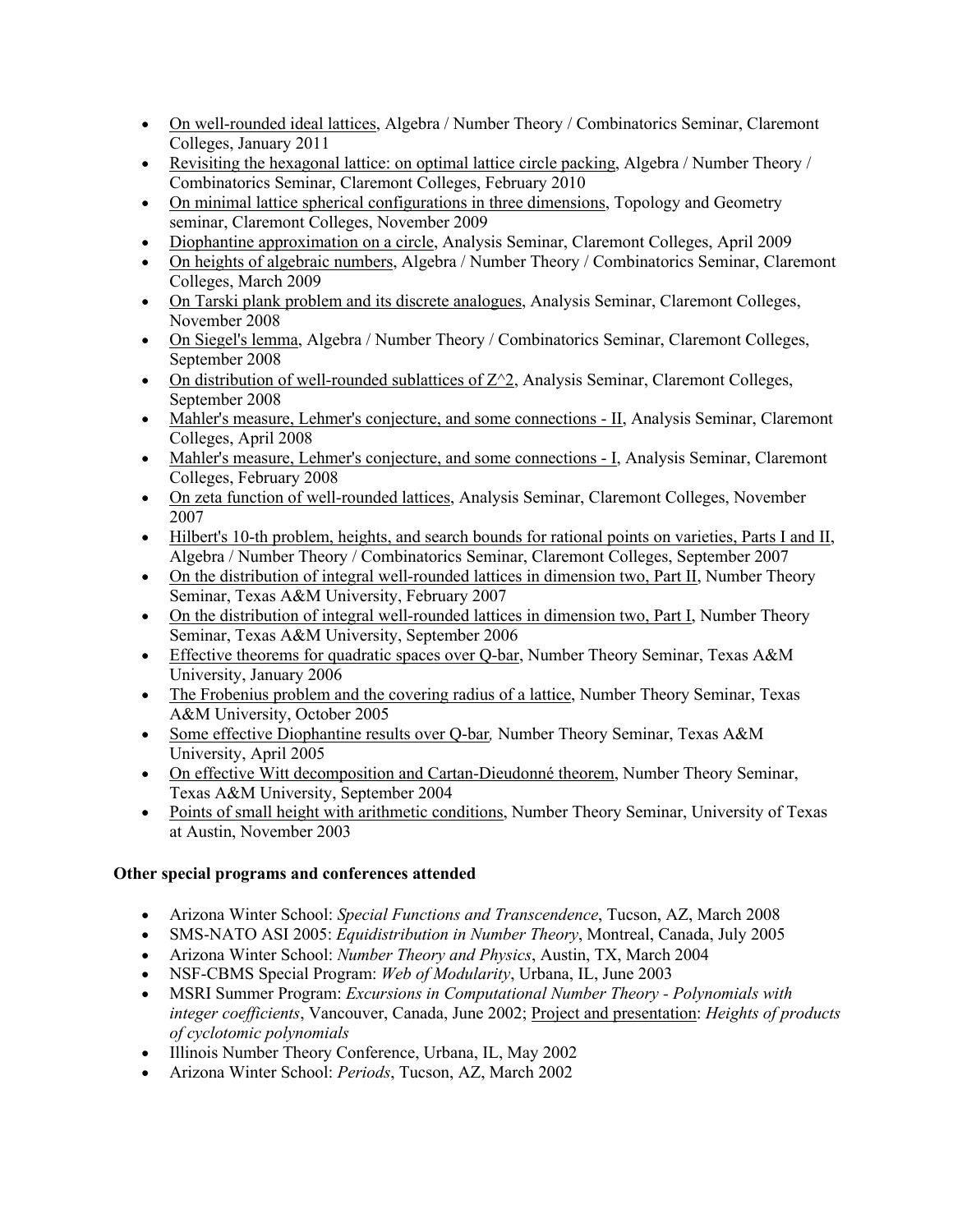- On well-rounded ideal lattices, Algebra / Number Theory / Combinatorics Seminar, Claremont Colleges, January 2011
- Revisiting the hexagonal lattice: on optimal lattice circle packing, Algebra / Number Theory / Combinatorics Seminar, Claremont Colleges, February 2010
- On minimal lattice spherical configurations in three dimensions, Topology and Geometry seminar, Claremont Colleges, November 2009
- Diophantine approximation on a circle, Analysis Seminar, Claremont Colleges, April 2009
- On heights of algebraic numbers, Algebra / Number Theory / Combinatorics Seminar, Claremont Colleges, March 2009
- On Tarski plank problem and its discrete analogues, Analysis Seminar, Claremont Colleges, November 2008
- On Siegel's lemma, Algebra / Number Theory / Combinatorics Seminar, Claremont Colleges, September 2008
- On distribution of well-rounded sublattices of Z^2, Analysis Seminar, Claremont Colleges, September 2008
- Mahler's measure, Lehmer's conjecture, and some connections - II, Analysis Seminar, Claremont Colleges, April 2008
- Mahler's measure, Lehmer's conjecture, and some connections - I, Analysis Seminar, Claremont Colleges, February 2008
- On zeta function of well-rounded lattices, Analysis Seminar, Claremont Colleges, November 2007
- Hilbert's 10-th problem, heights, and search bounds for rational points on varieties, Parts I and II, Algebra / Number Theory / Combinatorics Seminar, Claremont Colleges, September 2007
- On the distribution of integral well-rounded lattices in dimension two, Part II, Number Theory Seminar, Texas A&M University, February 2007
- On the distribution of integral well-rounded lattices in dimension two, Part I, Number Theory Seminar, Texas A&M University, September 2006
- Effective theorems for quadratic spaces over Q-bar, Number Theory Seminar, Texas A&M University, January 2006
- The Frobenius problem and the covering radius of a lattice, Number Theory Seminar, Texas A&M University, October 2005
- Some effective Diophantine results over Q-bar, Number Theory Seminar, Texas A&M University, April 2005
- On effective Witt decomposition and Cartan-Dieudonné theorem, Number Theory Seminar, Texas A&M University, September 2004
- Points of small height with arithmetic conditions, Number Theory Seminar, University of Texas at Austin, November 2003

### Other special programs and conferences attended

- Arizona Winter School: *Special Functions and Transcendence*, Tucson, AZ, March 2008
- SMS-NATO ASI 2005: *Equidistribution in Number Theory*, Montreal, Canada, July 2005
- Arizona Winter School: *Number Theory and Physics*, Austin, TX, March 2004
- NSF-CBMS Special Program: *Web of Modularity*, Urbana, IL, June 2003
- MSRI Summer Program: *Excursions in Computational Number Theory - Polynomials with integer coefficients*, Vancouver, Canada, June 2002; Project and presentation: *Heights of products of cyclotomic polynomials*
- Illinois Number Theory Conference, Urbana, IL, May 2002
- Arizona Winter School: *Periods*, Tucson, AZ, March 2002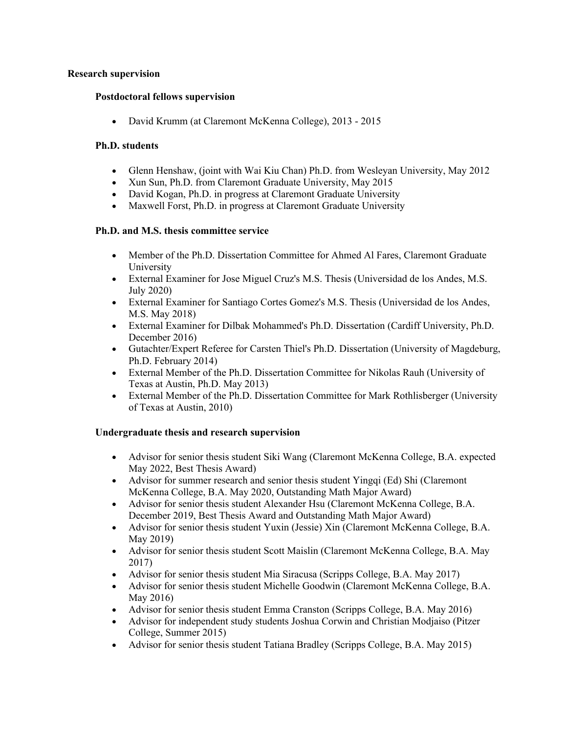## Research supervision

### Postdoctoral fellows supervision

- David Krumm (at Claremont McKenna College), 2013 - 2015

### Ph.D. students

- Glenn Henshaw, (joint with Wai Kiu Chan) Ph.D. from Wesleyan University, May 2012
- Xun Sun, Ph.D. from Claremont Graduate University, May 2015
- David Kogan, Ph.D. in progress at Claremont Graduate University
- Maxwell Forst, Ph.D. in progress at Claremont Graduate University

### Ph.D. and M.S. thesis committee service

- Member of the Ph.D. Dissertation Committee for Ahmed Al Fares, Claremont Graduate University
- External Examiner for Jose Miguel Cruz's M.S. Thesis (Universidad de los Andes, M.S. July 2020)
- External Examiner for Santiago Cortes Gomez's M.S. Thesis (Universidad de los Andes, M.S. May 2018)
- External Examiner for Dilbak Mohammed's Ph.D. Dissertation (Cardiff University, Ph.D. December 2016)
- Gutachter/Expert Referee for Carsten Thiel's Ph.D. Dissertation (University of Magdeburg, Ph.D. February 2014)
- External Member of the Ph.D. Dissertation Committee for Nikolas Rauh (University of Texas at Austin, Ph.D. May 2013)
- External Member of the Ph.D. Dissertation Committee for Mark Rothlisberger (University of Texas at Austin, 2010)

### Undergraduate thesis and research supervision

- Advisor for senior thesis student Siki Wang (Claremont McKenna College, B.A. expected May 2022, Best Thesis Award)
- Advisor for summer research and senior thesis student Yingqi (Ed) Shi (Claremont McKenna College, B.A. May 2020, Outstanding Math Major Award)
- Advisor for senior thesis student Alexander Hsu (Claremont McKenna College, B.A. December 2019, Best Thesis Award and Outstanding Math Major Award)
- Advisor for senior thesis student Yuxin (Jessie) Xin (Claremont McKenna College, B.A. May 2019)
- Advisor for senior thesis student Scott Maislin (Claremont McKenna College, B.A. May 2017)
- Advisor for senior thesis student Mia Siracusa (Scripps College, B.A. May 2017)
- Advisor for senior thesis student Michelle Goodwin (Claremont McKenna College, B.A. May 2016)
- Advisor for senior thesis student Emma Cranston (Scripps College, B.A. May 2016)
- Advisor for independent study students Joshua Corwin and Christian Modjaiso (Pitzer College, Summer 2015)
- Advisor for senior thesis student Tatiana Bradley (Scripps College, B.A. May 2015)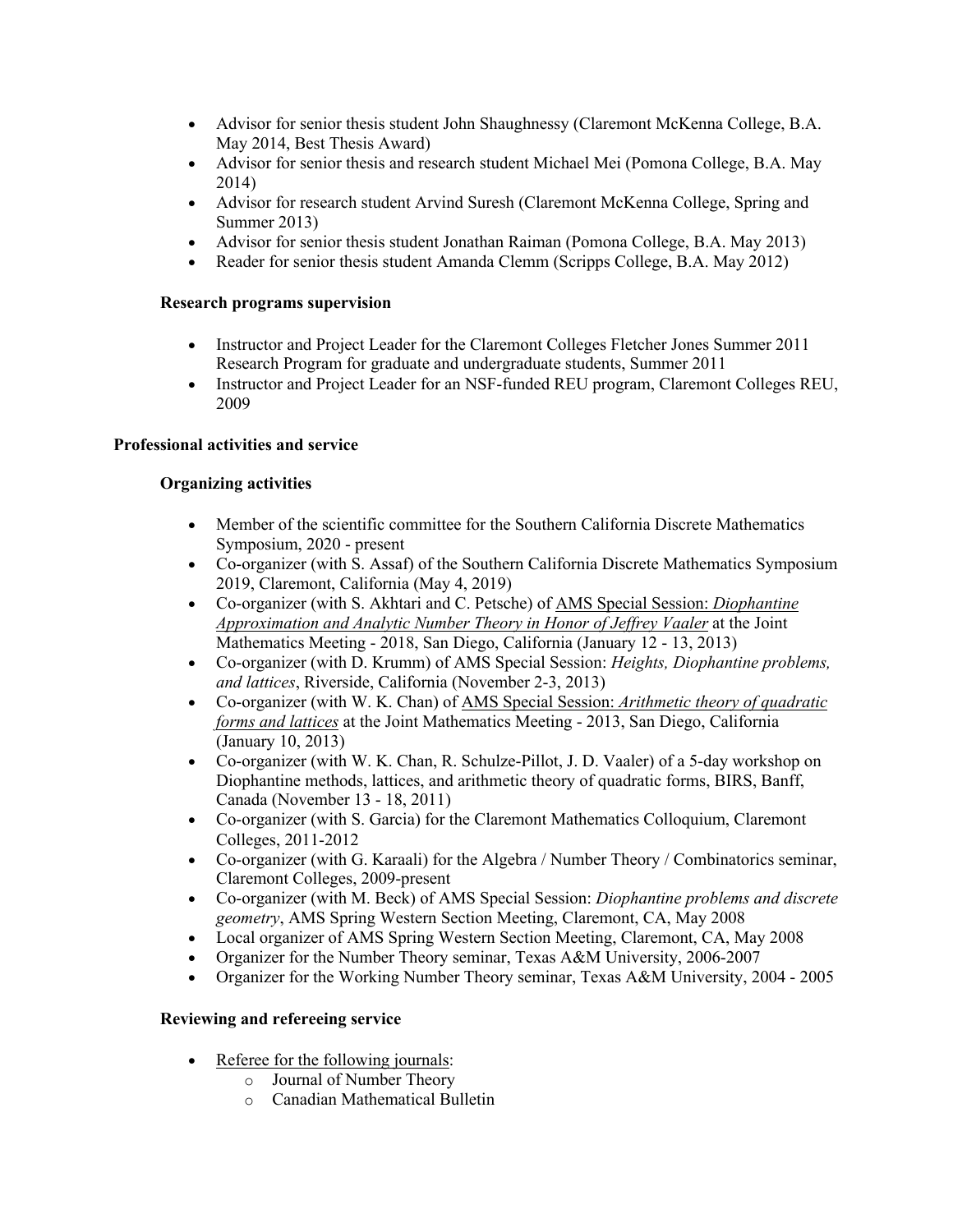- Advisor for senior thesis student John Shaughnessy (Claremont McKenna College, B.A. May 2014, Best Thesis Award)
- Advisor for senior thesis and research student Michael Mei (Pomona College, B.A. May 2014)
- Advisor for research student Arvind Suresh (Claremont McKenna College, Spring and Summer 2013)
- Advisor for senior thesis student Jonathan Raiman (Pomona College, B.A. May 2013)
- Reader for senior thesis student Amanda Clemm (Scripps College, B.A. May 2012)

### Research programs supervision

- Instructor and Project Leader for the Claremont Colleges Fletcher Jones Summer 2011 Research Program for graduate and undergraduate students, Summer 2011
- Instructor and Project Leader for an NSF-funded REU program, Claremont Colleges REU, 2009

## Professional activities and service

### Organizing activities

- Member of the scientific committee for the Southern California Discrete Mathematics Symposium, 2020 - present
- Co-organizer (with S. Assaf) of the Southern California Discrete Mathematics Symposium 2019, Claremont, California (May 4, 2019)
- Co-organizer (with S. Akhtari and C. Petsche) of AMS Special Session: *Diophantine Approximation and Analytic Number Theory in Honor of Jeffrey Vaaler* at the Joint Mathematics Meeting - 2018, San Diego, California (January 12 - 13, 2013)
- Co-organizer (with D. Krumm) of AMS Special Session: *Heights, Diophantine problems, and lattices*, Riverside, California (November 2-3, 2013)
- Co-organizer (with W. K. Chan) of AMS Special Session: *Arithmetic theory of quadratic forms and lattices* at the Joint Mathematics Meeting - 2013, San Diego, California (January 10, 2013)
- Co-organizer (with W. K. Chan, R. Schulze-Pillot, J. D. Vaaler) of a 5-day workshop on Diophantine methods, lattices, and arithmetic theory of quadratic forms, BIRS, Banff, Canada (November 13 - 18, 2011)
- Co-organizer (with S. Garcia) for the Claremont Mathematics Colloquium, Claremont Colleges, 2011-2012
- Co-organizer (with G. Karaali) for the Algebra / Number Theory / Combinatorics seminar, Claremont Colleges, 2009-present
- Co-organizer (with M. Beck) of AMS Special Session: *Diophantine problems and discrete geometry*, AMS Spring Western Section Meeting, Claremont, CA, May 2008
- Local organizer of AMS Spring Western Section Meeting, Claremont, CA, May 2008
- Organizer for the Number Theory seminar, Texas A&M University, 2006-2007
- Organizer for the Working Number Theory seminar, Texas A&M University, 2004 - 2005

### Reviewing and refereeing service

- Referee for the following journals:
  - Journal of Number Theory
  - Canadian Mathematical Bulletin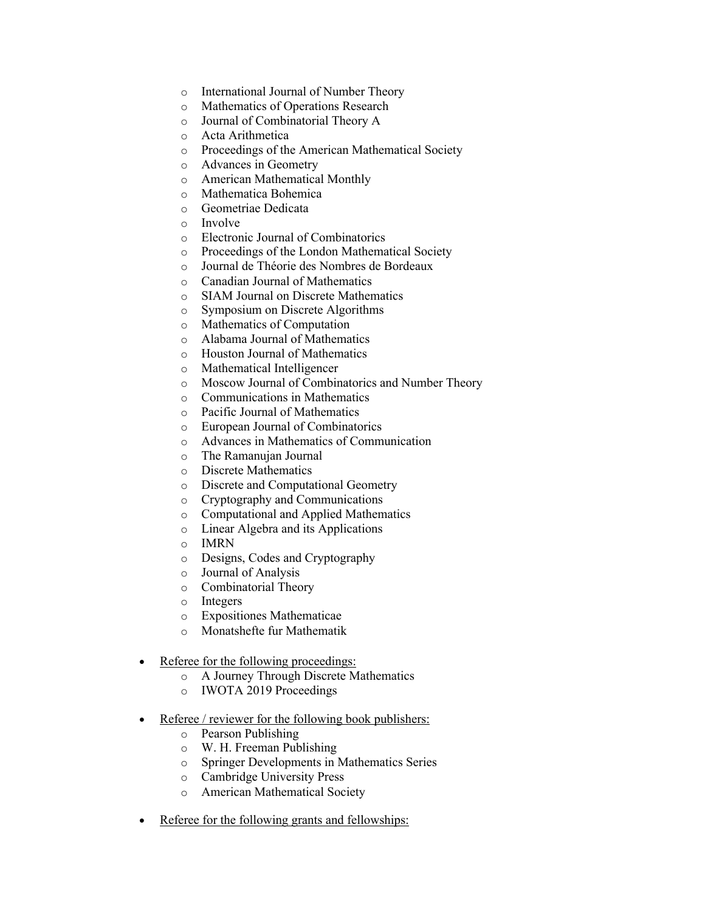- International Journal of Number Theory
  - Mathematics of Operations Research
  - Journal of Combinatorial Theory A
  - Acta Arithmetica
  - Proceedings of the American Mathematical Society
  - Advances in Geometry
  - American Mathematical Monthly
  - Mathematica Bohemica
  - Geometriae Dedicata
  - Involve
  - Electronic Journal of Combinatorics
  - Proceedings of the London Mathematical Society
  - Journal de Théorie des Nombres de Bordeaux
  - Canadian Journal of Mathematics
  - SIAM Journal on Discrete Mathematics
  - Symposium on Discrete Algorithms
  - Mathematics of Computation
  - Alabama Journal of Mathematics
  - Houston Journal of Mathematics
  - Mathematical Intelligencer
  - Moscow Journal of Combinatorics and Number Theory
  - Communications in Mathematics
  - Pacific Journal of Mathematics
  - European Journal of Combinatorics
  - Advances in Mathematics of Communication
  - The Ramanujan Journal
  - Discrete Mathematics
  - Discrete and Computational Geometry
  - Cryptography and Communications
  - Computational and Applied Mathematics
  - Linear Algebra and its Applications
  - IMRN
  - Designs, Codes and Cryptography
  - Journal of Analysis
  - Combinatorial Theory
  - Integers
  - Expositiones Mathematicae
  - Monatshefte fur Mathematik

- Referee for the following proceedings:
  - A Journey Through Discrete Mathematics
  - IWOTA 2019 Proceedings

- Referee / reviewer for the following book publishers:
  - Pearson Publishing
  - W. H. Freeman Publishing
  - Springer Developments in Mathematics Series
  - Cambridge University Press
  - American Mathematical Society

- Referee for the following grants and fellowships: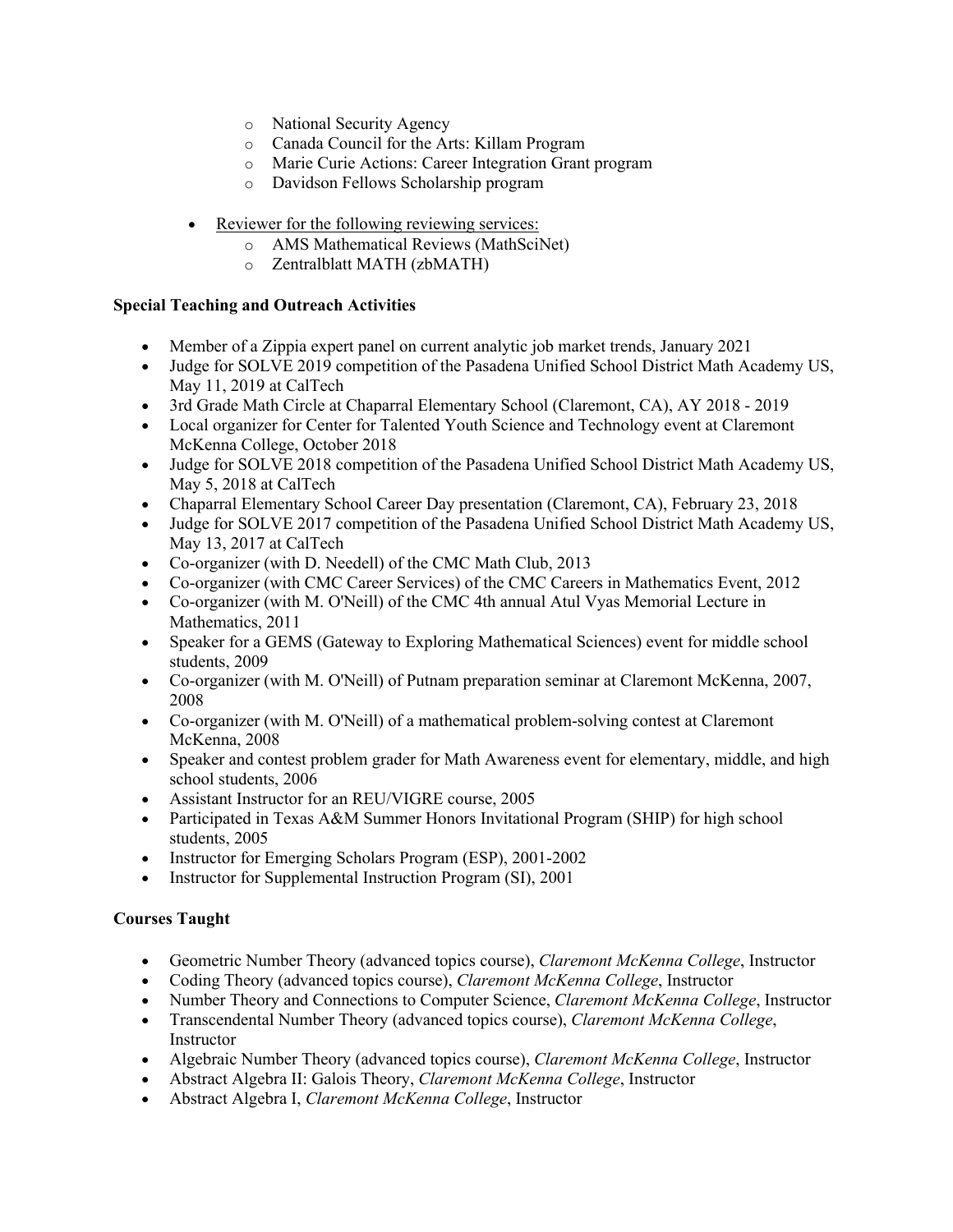- National Security Agency
- Canada Council for the Arts: Killam Program
- Marie Curie Actions: Career Integration Grant program
- Davidson Fellows Scholarship program

- Reviewer for the following reviewing services:
  - AMS Mathematical Reviews (MathSciNet)
  - Zentralblatt MATH (zbMATH)

**Special Teaching and Outreach Activities**

- Member of a Zippia expert panel on current analytic job market trends, January 2021
- Judge for SOLVE 2019 competition of the Pasadena Unified School District Math Academy US, May 11, 2019 at CalTech
- 3rd Grade Math Circle at Chaparral Elementary School (Claremont, CA), AY 2018 - 2019
- Local organizer for Center for Talented Youth Science and Technology event at Claremont McKenna College, October 2018
- Judge for SOLVE 2018 competition of the Pasadena Unified School District Math Academy US, May 5, 2018 at CalTech
- Chaparral Elementary School Career Day presentation (Claremont, CA), February 23, 2018
- Judge for SOLVE 2017 competition of the Pasadena Unified School District Math Academy US, May 13, 2017 at CalTech
- Co-organizer (with D. Needell) of the CMC Math Club, 2013
- Co-organizer (with CMC Career Services) of the CMC Careers in Mathematics Event, 2012
- Co-organizer (with M. O'Neill) of the CMC 4th annual Atul Vyas Memorial Lecture in Mathematics, 2011
- Speaker for a GEMS (Gateway to Exploring Mathematical Sciences) event for middle school students, 2009
- Co-organizer (with M. O'Neill) of Putnam preparation seminar at Claremont McKenna, 2007, 2008
- Co-organizer (with M. O'Neill) of a mathematical problem-solving contest at Claremont McKenna, 2008
- Speaker and contest problem grader for Math Awareness event for elementary, middle, and high school students, 2006
- Assistant Instructor for an REU/VIGRE course, 2005
- Participated in Texas A&M Summer Honors Invitational Program (SHIP) for high school students, 2005
- Instructor for Emerging Scholars Program (ESP), 2001-2002
- Instructor for Supplemental Instruction Program (SI), 2001

**Courses Taught**

- Geometric Number Theory (advanced topics course), *Claremont McKenna College*, Instructor
- Coding Theory (advanced topics course), *Claremont McKenna College*, Instructor
- Number Theory and Connections to Computer Science, *Claremont McKenna College*, Instructor
- Transcendental Number Theory (advanced topics course), *Claremont McKenna College*, Instructor
- Algebraic Number Theory (advanced topics course), *Claremont McKenna College*, Instructor
- Abstract Algebra II: Galois Theory, *Claremont McKenna College*, Instructor
- Abstract Algebra I, *Claremont McKenna College*, Instructor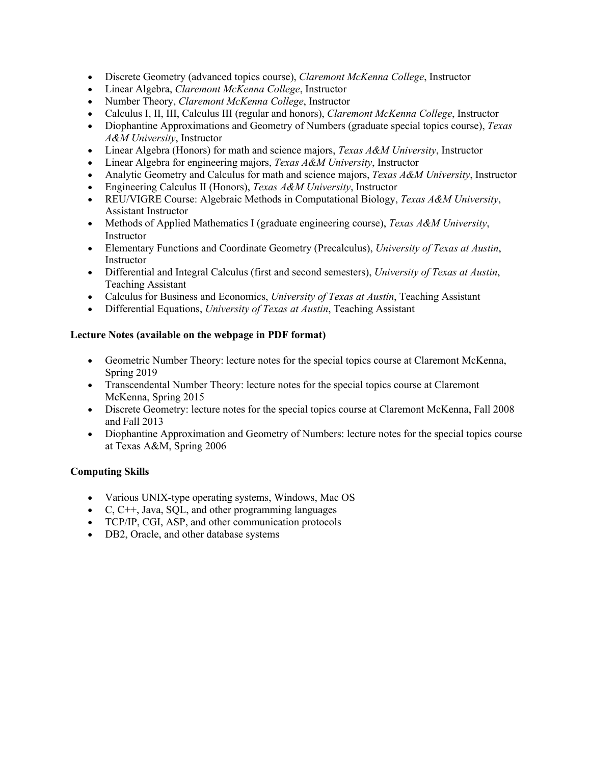- Discrete Geometry (advanced topics course), *Claremont McKenna College*, Instructor
- Linear Algebra, *Claremont McKenna College*, Instructor
- Number Theory, *Claremont McKenna College*, Instructor
- Calculus I, II, III, Calculus III (regular and honors), *Claremont McKenna College*, Instructor
- Diophantine Approximations and Geometry of Numbers (graduate special topics course), *Texas A&M University*, Instructor
- Linear Algebra (Honors) for math and science majors, *Texas A&M University*, Instructor
- Linear Algebra for engineering majors, *Texas A&M University*, Instructor
- Analytic Geometry and Calculus for math and science majors, *Texas A&M University*, Instructor
- Engineering Calculus II (Honors), *Texas A&M University*, Instructor
- REU/VIGRE Course: Algebraic Methods in Computational Biology, *Texas A&M University*, Assistant Instructor
- Methods of Applied Mathematics I (graduate engineering course), *Texas A&M University*, Instructor
- Elementary Functions and Coordinate Geometry (Precalculus), *University of Texas at Austin*, Instructor
- Differential and Integral Calculus (first and second semesters), *University of Texas at Austin*, Teaching Assistant
- Calculus for Business and Economics, *University of Texas at Austin*, Teaching Assistant
- Differential Equations, *University of Texas at Austin*, Teaching Assistant

**Lecture Notes (available on the webpage in PDF format)**

- Geometric Number Theory: lecture notes for the special topics course at Claremont McKenna, Spring 2019
- Transcendental Number Theory: lecture notes for the special topics course at Claremont McKenna, Spring 2015
- Discrete Geometry: lecture notes for the special topics course at Claremont McKenna, Fall 2008 and Fall 2013
- Diophantine Approximation and Geometry of Numbers: lecture notes for the special topics course at Texas A&M, Spring 2006

**Computing Skills**

- Various UNIX-type operating systems, Windows, Mac OS
- C, C++, Java, SQL, and other programming languages
- TCP/IP, CGI, ASP, and other communication protocols
- DB2, Oracle, and other database systems